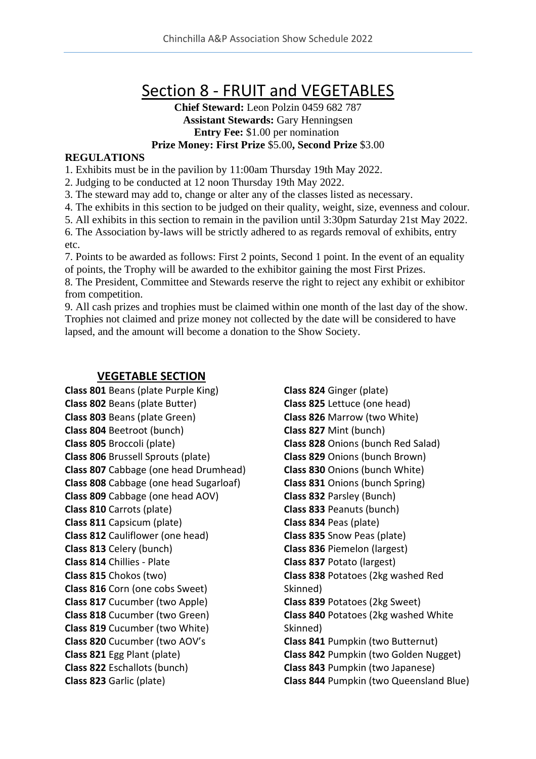# Section 8 - FRUIT and VEGETABLES

**Chief Steward:** Leon Polzin 0459 682 787
**Assistant Stewards:** Gary Henningsen
**Entry Fee:** $1.00 per nomination
**Prize Money: First Prize** $5.00**, Second Prize** $3.00

**REGULATIONS**

1. Exhibits must be in the pavilion by 11:00am Thursday 19th May 2022.
2. Judging to be conducted at 12 noon Thursday 19th May 2022.
3. The steward may add to, change or alter any of the classes listed as necessary.
4. The exhibits in this section to be judged on their quality, weight, size, evenness and colour.
5. All exhibits in this section to remain in the pavilion until 3:30pm Saturday 21st May 2022.
6. The Association by-laws will be strictly adhered to as regards removal of exhibits, entry etc.
7. Points to be awarded as follows: First 2 points, Second 1 point. In the event of an equality of points, the Trophy will be awarded to the exhibitor gaining the most First Prizes.
8. The President, Committee and Stewards reserve the right to reject any exhibit or exhibitor from competition.
9. All cash prizes and trophies must be claimed within one month of the last day of the show. Trophies not claimed and prize money not collected by the date will be considered to have lapsed, and the amount will become a donation to the Show Society.

## VEGETABLE SECTION

**Class 801** Beans (plate Purple King)
**Class 802** Beans (plate Butter)
**Class 803** Beans (plate Green)
**Class 804** Beetroot (bunch)
**Class 805** Broccoli (plate)
**Class 806** Brussell Sprouts (plate)
**Class 807** Cabbage (one head Drumhead)
**Class 808** Cabbage (one head Sugarloaf)
**Class 809** Cabbage (one head AOV)
**Class 810** Carrots (plate)
**Class 811** Capsicum (plate)
**Class 812** Cauliflower (one head)
**Class 813** Celery (bunch)
**Class 814** Chillies - Plate
**Class 815** Chokos (two)
**Class 816** Corn (one cobs Sweet)
**Class 817** Cucumber (two Apple)
**Class 818** Cucumber (two Green)
**Class 819** Cucumber (two White)
**Class 820** Cucumber (two AOV's
**Class 821** Egg Plant (plate)
**Class 822** Eschallots (bunch)
**Class 823** Garlic (plate)
**Class 824** Ginger (plate)
**Class 825** Lettuce (one head)
**Class 826** Marrow (two White)
**Class 827** Mint (bunch)
**Class 828** Onions (bunch Red Salad)
**Class 829** Onions (bunch Brown)
**Class 830** Onions (bunch White)
**Class 831** Onions (bunch Spring)
**Class 832** Parsley (Bunch)
**Class 833** Peanuts (bunch)
**Class 834** Peas (plate)
**Class 835** Snow Peas (plate)
**Class 836** Piemelon (largest)
**Class 837** Potato (largest)
**Class 838** Potatoes (2kg washed Red Skinned)
**Class 839** Potatoes (2kg Sweet)
**Class 840** Potatoes (2kg washed White Skinned)
**Class 841** Pumpkin (two Butternut)
**Class 842** Pumpkin (two Golden Nugget)
**Class 843** Pumpkin (two Japanese)
**Class 844** Pumpkin (two Queensland Blue)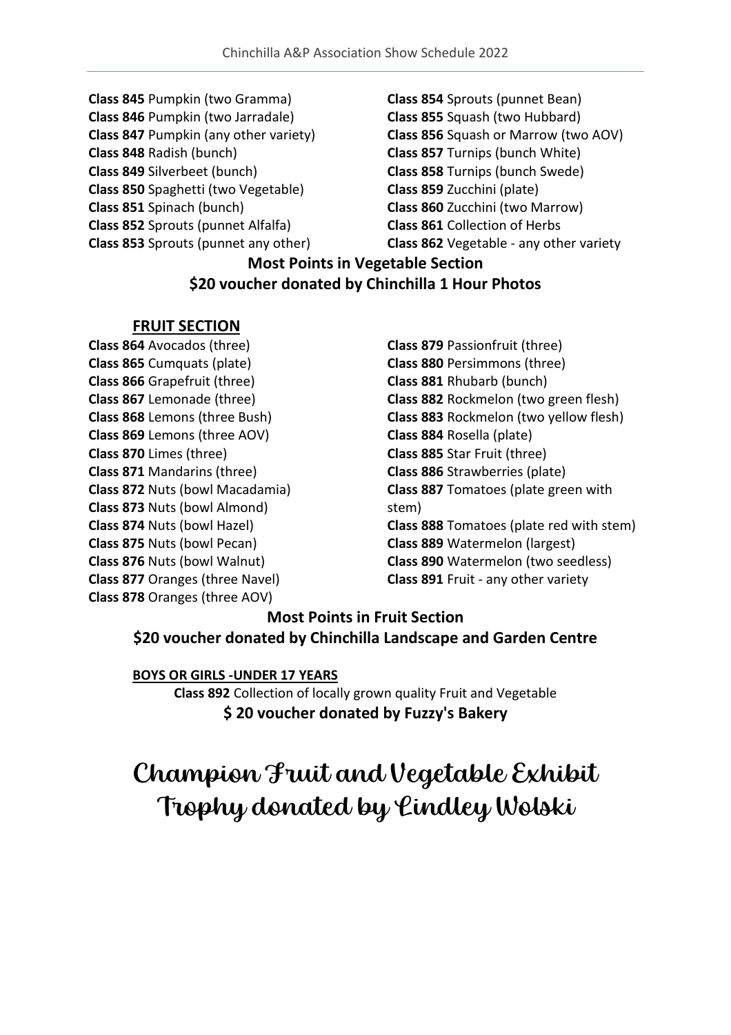**Class 845** Pumpkin (two Gramma)
**Class 846** Pumpkin (two Jarradale)
**Class 847** Pumpkin (any other variety)
**Class 848** Radish (bunch)
**Class 849** Silverbeet (bunch)
**Class 850** Spaghetti (two Vegetable)
**Class 851** Spinach (bunch)
**Class 852** Sprouts (punnet Alfalfa)
**Class 853** Sprouts (punnet any other)
**Class 854** Sprouts (punnet Bean)
**Class 855** Squash (two Hubbard)
**Class 856** Squash or Marrow (two AOV)
**Class 857** Turnips (bunch White)
**Class 858** Turnips (bunch Swede)
**Class 859** Zucchini (plate)
**Class 860** Zucchini (two Marrow)
**Class 861** Collection of Herbs
**Class 862** Vegetable - any other variety

**Most Points in Vegetable Section**
**$20 voucher donated by Chinchilla 1 Hour Photos**

## FRUIT SECTION

**Class 864** Avocados (three)
**Class 865** Cumquats (plate)
**Class 866** Grapefruit (three)
**Class 867** Lemonade (three)
**Class 868** Lemons (three Bush)
**Class 869** Lemons (three AOV)
**Class 870** Limes (three)
**Class 871** Mandarins (three)
**Class 872** Nuts (bowl Macadamia)
**Class 873** Nuts (bowl Almond)
**Class 874** Nuts (bowl Hazel)
**Class 875** Nuts (bowl Pecan)
**Class 876** Nuts (bowl Walnut)
**Class 877** Oranges (three Navel)
**Class 878** Oranges (three AOV)
**Class 879** Passionfruit (three)
**Class 880** Persimmons (three)
**Class 881** Rhubarb (bunch)
**Class 882** Rockmelon (two green flesh)
**Class 883** Rockmelon (two yellow flesh)
**Class 884** Rosella (plate)
**Class 885** Star Fruit (three)
**Class 886** Strawberries (plate)
**Class 887** Tomatoes (plate green with stem)
**Class 888** Tomatoes (plate red with stem)
**Class 889** Watermelon (largest)
**Class 890** Watermelon (two seedless)
**Class 891** Fruit - any other variety

**Most Points in Fruit Section**
**$20 voucher donated by Chinchilla Landscape and Garden Centre**

### BOYS OR GIRLS -UNDER 17 YEARS

**Class 892** Collection of locally grown quality Fruit and Vegetable
**$ 20 voucher donated by Fuzzy's Bakery**

# Champion Fruit and Vegetable Exhibit
# Trophy donated by Lindley Wolski